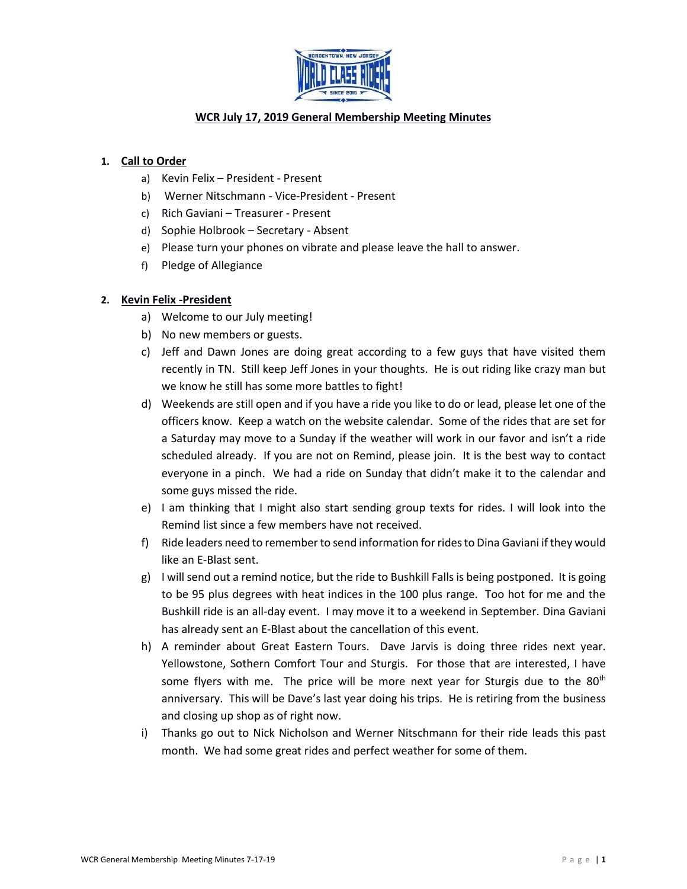# WCR July 17, 2019 General Membership Meeting Minutes

1. **Call to Order**
   a) Kevin Felix – President - Present
   b) Werner Nitschmann - Vice-President - Present
   c) Rich Gaviani – Treasurer - Present
   d) Sophie Holbrook – Secretary - Absent
   e) Please turn your phones on vibrate and please leave the hall to answer.
   f) Pledge of Allegiance

2. **Kevin Felix -President**
   a) Welcome to our July meeting!
   b) No new members or guests.
   c) Jeff and Dawn Jones are doing great according to a few guys that have visited them recently in TN. Still keep Jeff Jones in your thoughts. He is out riding like crazy man but we know he still has some more battles to fight!
   d) Weekends are still open and if you have a ride you like to do or lead, please let one of the officers know. Keep a watch on the website calendar. Some of the rides that are set for a Saturday may move to a Sunday if the weather will work in our favor and isn't a ride scheduled already. If you are not on Remind, please join. It is the best way to contact everyone in a pinch. We had a ride on Sunday that didn't make it to the calendar and some guys missed the ride.
   e) I am thinking that I might also start sending group texts for rides. I will look into the Remind list since a few members have not received.
   f) Ride leaders need to remember to send information for rides to Dina Gaviani if they would like an E-Blast sent.
   g) I will send out a remind notice, but the ride to Bushkill Falls is being postponed. It is going to be 95 plus degrees with heat indices in the 100 plus range. Too hot for me and the Bushkill ride is an all-day event. I may move it to a weekend in September. Dina Gaviani has already sent an E-Blast about the cancellation of this event.
   h) A reminder about Great Eastern Tours. Dave Jarvis is doing three rides next year. Yellowstone, Sothern Comfort Tour and Sturgis. For those that are interested, I have some flyers with me. The price will be more next year for Sturgis due to the 80th anniversary. This will be Dave's last year doing his trips. He is retiring from the business and closing up shop as of right now.
   i) Thanks go out to Nick Nicholson and Werner Nitschmann for their ride leads this past month. We had some great rides and perfect weather for some of them.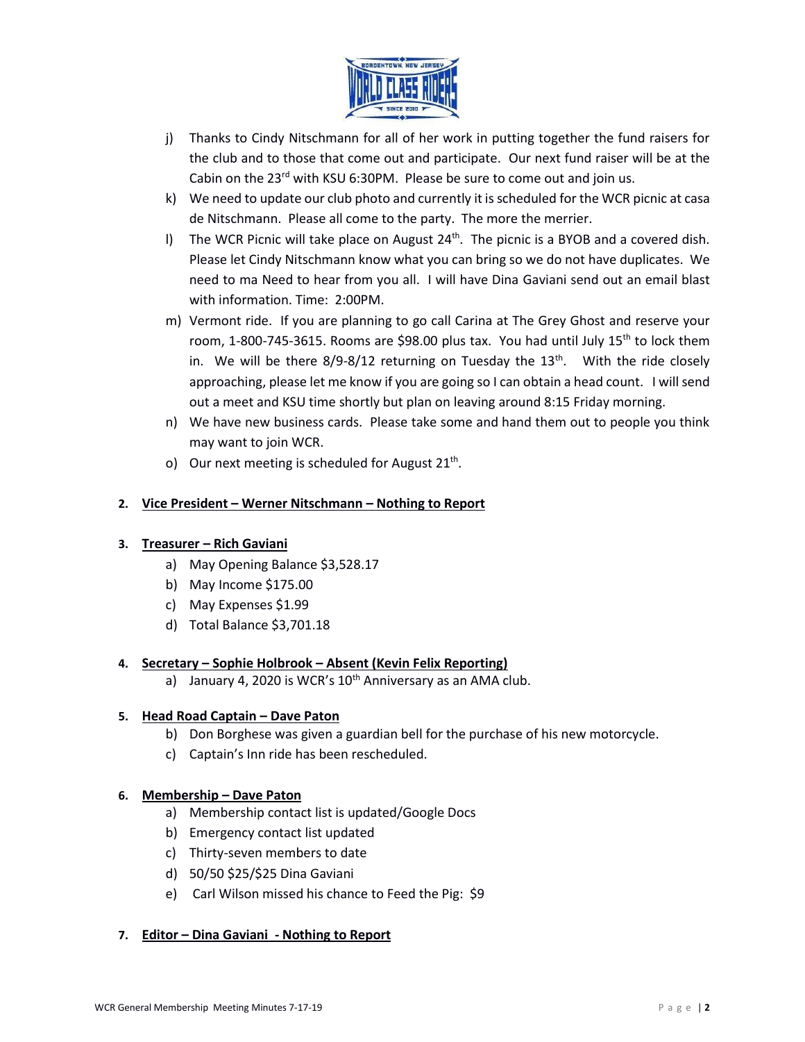j) Thanks to Cindy Nitschmann for all of her work in putting together the fund raisers for the club and to those that come out and participate. Our next fund raiser will be at the Cabin on the 23rd with KSU 6:30PM. Please be sure to come out and join us.

k) We need to update our club photo and currently it is scheduled for the WCR picnic at casa de Nitschmann. Please all come to the party. The more the merrier.

l) The WCR Picnic will take place on August 24th. The picnic is a BYOB and a covered dish. Please let Cindy Nitschmann know what you can bring so we do not have duplicates. We need to ma Need to hear from you all. I will have Dina Gaviani send out an email blast with information. Time: 2:00PM.

m) Vermont ride. If you are planning to go call Carina at The Grey Ghost and reserve your room, 1-800-745-3615. Rooms are $98.00 plus tax. You had until July 15th to lock them in. We will be there 8/9-8/12 returning on Tuesday the 13th. With the ride closely approaching, please let me know if you are going so I can obtain a head count. I will send out a meet and KSU time shortly but plan on leaving around 8:15 Friday morning.

n) We have new business cards. Please take some and hand them out to people you think may want to join WCR.

o) Our next meeting is scheduled for August 21st.

**2. Vice President – Werner Nitschmann – Nothing to Report**

**3. Treasurer – Rich Gaviani**

a) May Opening Balance $3,528.17
b) May Income $175.00
c) May Expenses $1.99
d) Total Balance $3,701.18

**4. Secretary – Sophie Holbrook – Absent (Kevin Felix Reporting)**

a) January 4, 2020 is WCR's 10th Anniversary as an AMA club.

**5. Head Road Captain – Dave Paton**

b) Don Borghese was given a guardian bell for the purchase of his new motorcycle.
c) Captain's Inn ride has been rescheduled.

**6. Membership – Dave Paton**

a) Membership contact list is updated/Google Docs
b) Emergency contact list updated
c) Thirty-seven members to date
d) 50/50 $25/$25 Dina Gaviani
e) Carl Wilson missed his chance to Feed the Pig: $9

**7. Editor – Dina Gaviani - Nothing to Report**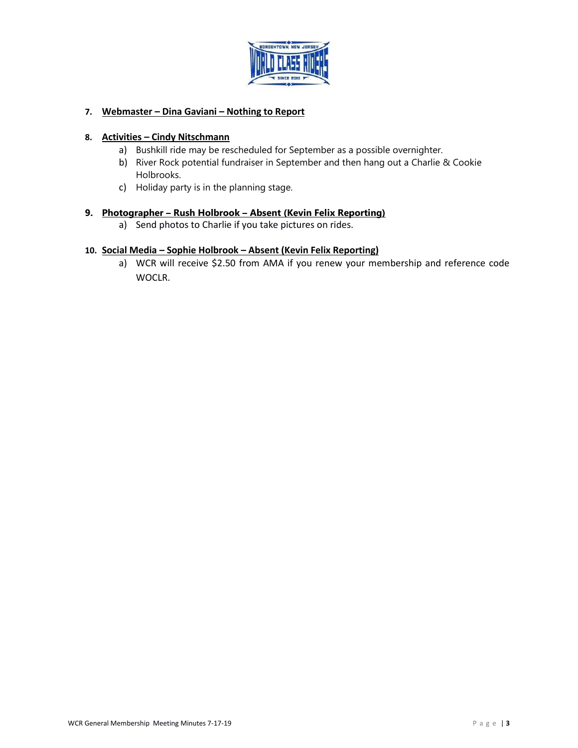7. **Webmaster – Dina Gaviani – Nothing to Report**

8. **Activities – Cindy Nitschmann**
   a) Bushkill ride may be rescheduled for September as a possible overnighter.
   b) River Rock potential fundraiser in September and then hang out a Charlie & Cookie Holbrooks.
   c) Holiday party is in the planning stage.

9. **Photographer – Rush Holbrook – Absent (Kevin Felix Reporting)**
   a) Send photos to Charlie if you take pictures on rides.

10. **Social Media – Sophie Holbrook – Absent (Kevin Felix Reporting)**
    a) WCR will receive $2.50 from AMA if you renew your membership and reference code WOCLR.